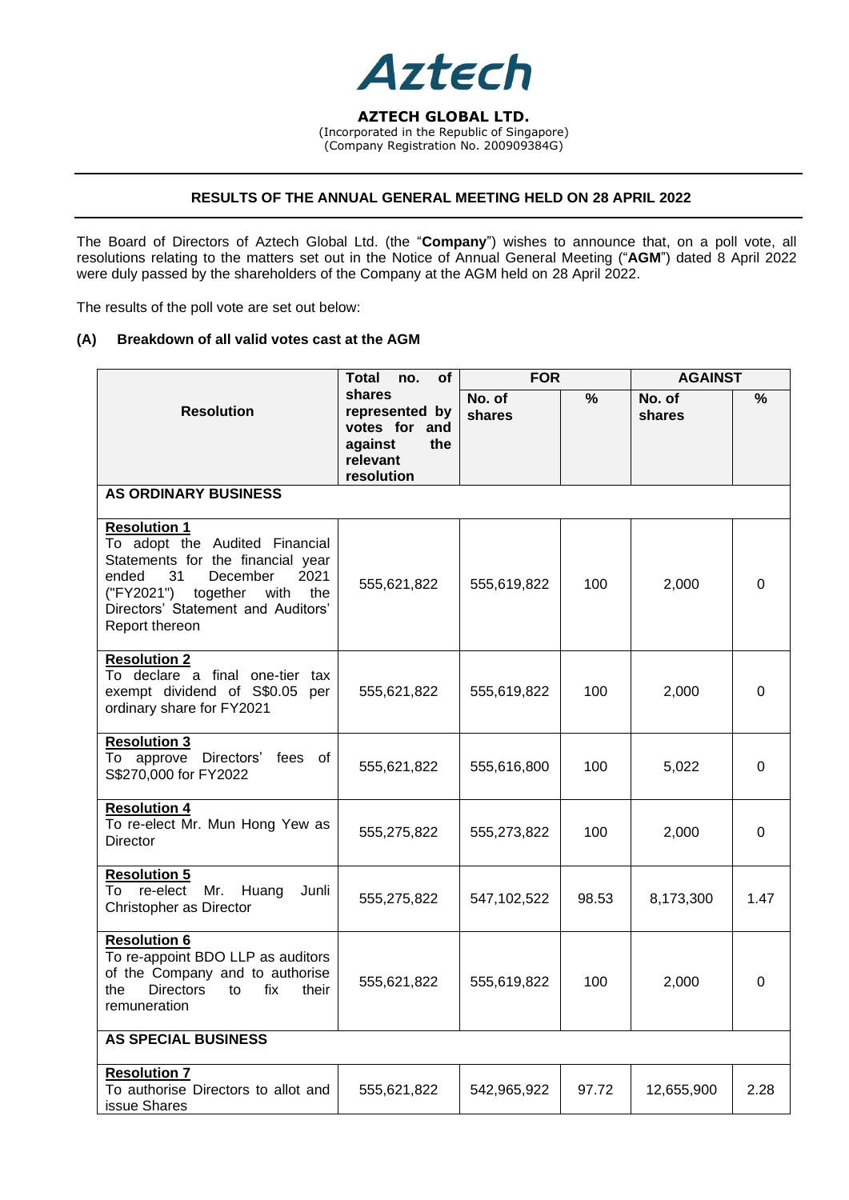Aztech

**AZTECH GLOBAL LTD.**
(Incorporated in the Republic of Singapore)
(Company Registration No. 200909384G)

## RESULTS OF THE ANNUAL GENERAL MEETING HELD ON 28 APRIL 2022

The Board of Directors of Aztech Global Ltd. (the "**Company**") wishes to announce that, on a poll vote, all resolutions relating to the matters set out in the Notice of Annual General Meeting ("**AGM**") dated 8 April 2022 were duly passed by the shareholders of the Company at the AGM held on 28 April 2022.

The results of the poll vote are set out below:

### (A) Breakdown of all valid votes cast at the AGM

| Resolution | Total no. of shares represented by votes for and against the relevant resolution | FOR | | AGAINST | |
|---|---|---|---|---|---|
| | | No. of shares | % | No. of shares | % |
| **AS ORDINARY BUSINESS** | | | | | |
| **Resolution 1** To adopt the Audited Financial Statements for the financial year ended 31 December 2021 ("FY2021") together with the Directors' Statement and Auditors' Report thereon | 555,621,822 | 555,619,822 | 100 | 2,000 | 0 |
| **Resolution 2** To declare a final one-tier tax exempt dividend of S$0.05 per ordinary share for FY2021 | 555,621,822 | 555,619,822 | 100 | 2,000 | 0 |
| **Resolution 3** To approve Directors' fees of S$270,000 for FY2022 | 555,621,822 | 555,616,800 | 100 | 5,022 | 0 |
| **Resolution 4** To re-elect Mr. Mun Hong Yew as Director | 555,275,822 | 555,273,822 | 100 | 2,000 | 0 |
| **Resolution 5** To re-elect Mr. Huang Junli Christopher as Director | 555,275,822 | 547,102,522 | 98.53 | 8,173,300 | 1.47 |
| **Resolution 6** To re-appoint BDO LLP as auditors of the Company and to authorise the Directors to fix their remuneration | 555,621,822 | 555,619,822 | 100 | 2,000 | 0 |
| **AS SPECIAL BUSINESS** | | | | | |
| **Resolution 7** To authorise Directors to allot and issue Shares | 555,621,822 | 542,965,922 | 97.72 | 12,655,900 | 2.28 |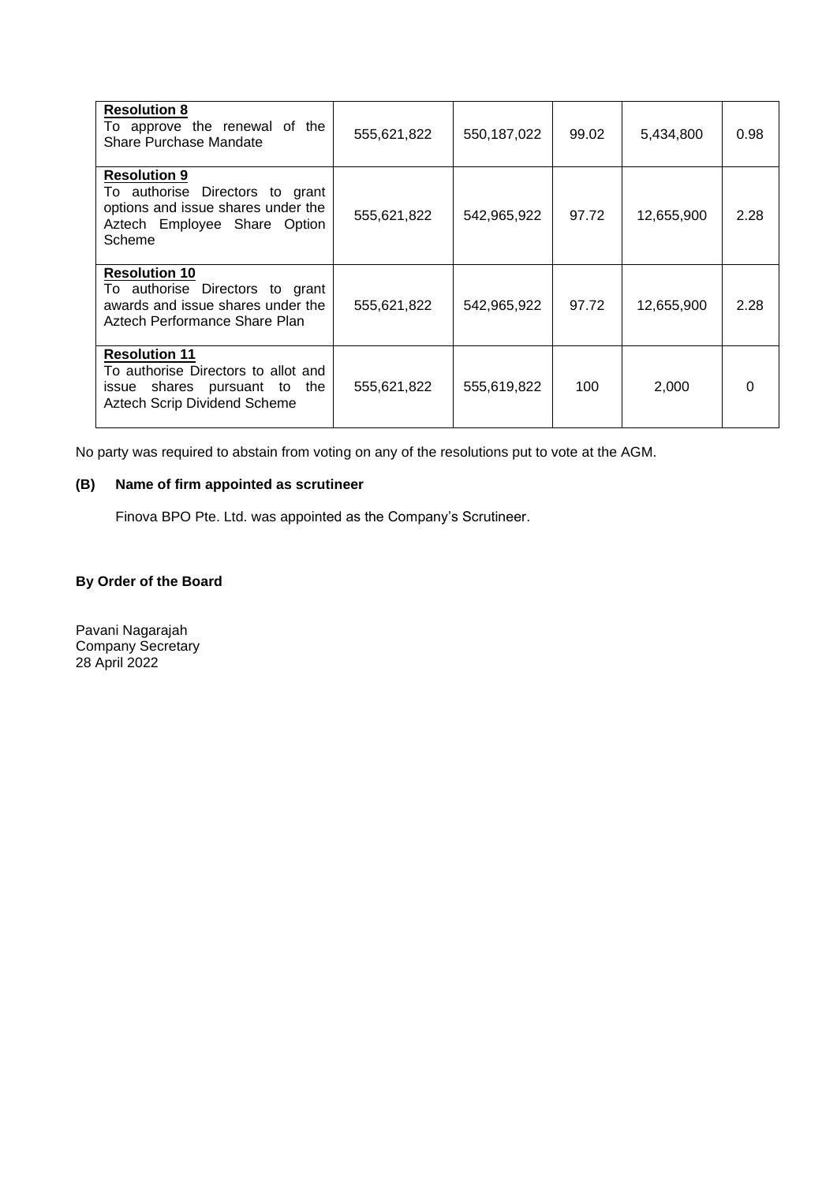| | | | | | |
|---|---|---|---|---|---|
| **Resolution 8**<br>To approve the renewal of the Share Purchase Mandate | 555,621,822 | 550,187,022 | 99.02 | 5,434,800 | 0.98 |
| **Resolution 9**<br>To authorise Directors to grant options and issue shares under the Aztech Employee Share Option Scheme | 555,621,822 | 542,965,922 | 97.72 | 12,655,900 | 2.28 |
| **Resolution 10**<br>To authorise Directors to grant awards and issue shares under the Aztech Performance Share Plan | 555,621,822 | 542,965,922 | 97.72 | 12,655,900 | 2.28 |
| **Resolution 11**<br>To authorise Directors to allot and issue shares pursuant to the Aztech Scrip Dividend Scheme | 555,621,822 | 555,619,822 | 100 | 2,000 | 0 |

No party was required to abstain from voting on any of the resolutions put to vote at the AGM.

**(B) Name of firm appointed as scrutineer**

Finova BPO Pte. Ltd. was appointed as the Company's Scrutineer.

**By Order of the Board**

Pavani Nagarajah
Company Secretary
28 April 2022